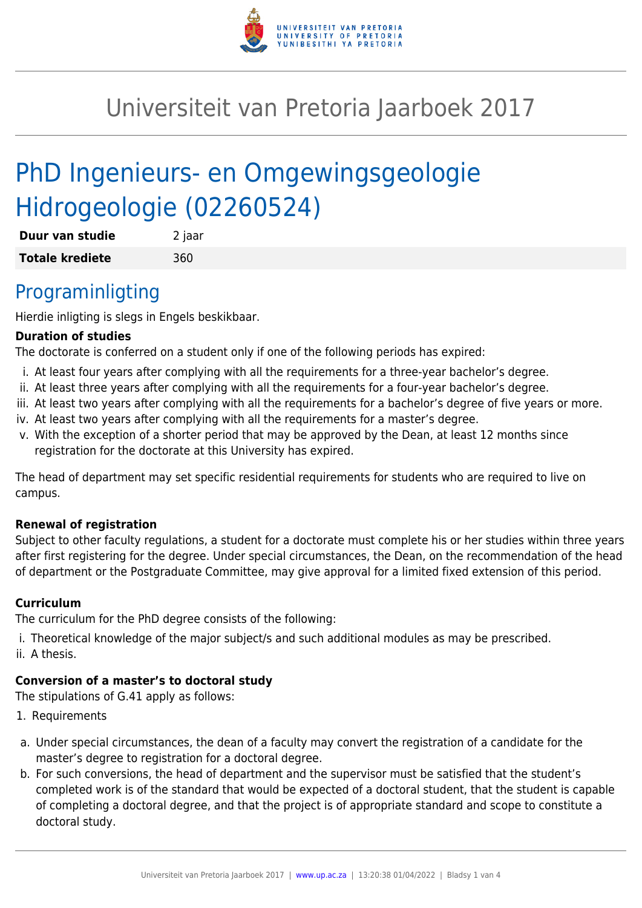# Universiteit van Pretoria Jaarboek 2017

# PhD Ingenieurs- en Omgewingsgeologie Hidrogeologie (02260524)

| **Duur van studie** | 2 jaar |
| --- | --- |
| **Totale krediete** | 360 |

## Programinligting

Hierdie inligting is slegs in Engels beskikbaar.

**Duration of studies**

The doctorate is conferred on a student only if one of the following periods has expired:

i. At least four years after complying with all the requirements for a three-year bachelor's degree.
ii. At least three years after complying with all the requirements for a four-year bachelor's degree.
iii. At least two years after complying with all the requirements for a bachelor's degree of five years or more.
iv. At least two years after complying with all the requirements for a master's degree.
v. With the exception of a shorter period that may be approved by the Dean, at least 12 months since registration for the doctorate at this University has expired.

The head of department may set specific residential requirements for students who are required to live on campus.

**Renewal of registration**

Subject to other faculty regulations, a student for a doctorate must complete his or her studies within three years after first registering for the degree. Under special circumstances, the Dean, on the recommendation of the head of department or the Postgraduate Committee, may give approval for a limited fixed extension of this period.

**Curriculum**

The curriculum for the PhD degree consists of the following:

i. Theoretical knowledge of the major subject/s and such additional modules as may be prescribed.
ii. A thesis.

**Conversion of a master's to doctoral study**

The stipulations of G.41 apply as follows:

1. Requirements

a. Under special circumstances, the dean of a faculty may convert the registration of a candidate for the master's degree to registration for a doctoral degree.
b. For such conversions, the head of department and the supervisor must be satisfied that the student's completed work is of the standard that would be expected of a doctoral student, that the student is capable of completing a doctoral degree, and that the project is of appropriate standard and scope to constitute a doctoral study.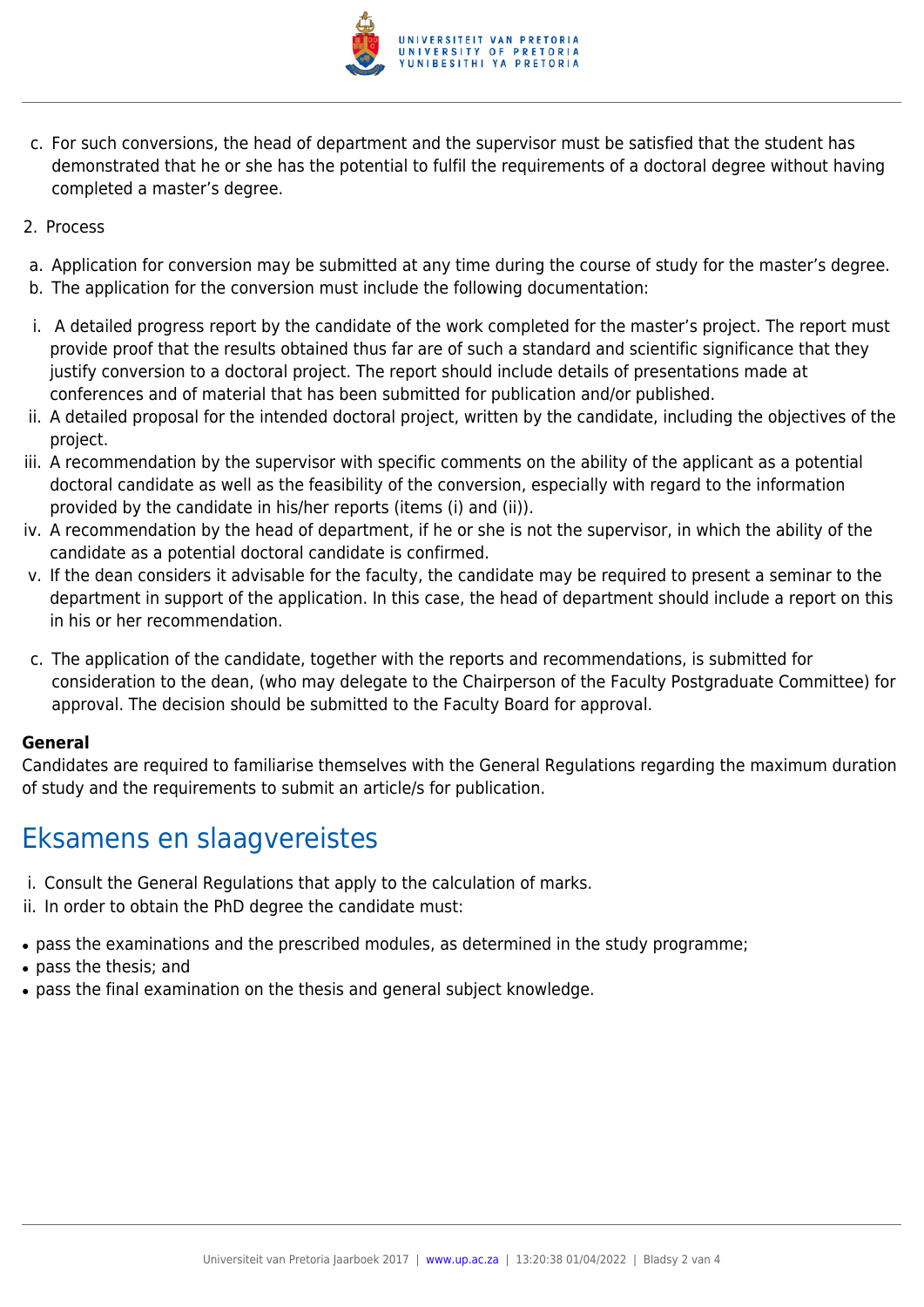c. For such conversions, the head of department and the supervisor must be satisfied that the student has demonstrated that he or she has the potential to fulfil the requirements of a doctoral degree without having completed a master's degree.

2. Process

a. Application for conversion may be submitted at any time during the course of study for the master's degree.
b. The application for the conversion must include the following documentation:

i. A detailed progress report by the candidate of the work completed for the master's project. The report must provide proof that the results obtained thus far are of such a standard and scientific significance that they justify conversion to a doctoral project. The report should include details of presentations made at conferences and of material that has been submitted for publication and/or published.
ii. A detailed proposal for the intended doctoral project, written by the candidate, including the objectives of the project.
iii. A recommendation by the supervisor with specific comments on the ability of the applicant as a potential doctoral candidate as well as the feasibility of the conversion, especially with regard to the information provided by the candidate in his/her reports (items (i) and (ii)).
iv. A recommendation by the head of department, if he or she is not the supervisor, in which the ability of the candidate as a potential doctoral candidate is confirmed.
v. If the dean considers it advisable for the faculty, the candidate may be required to present a seminar to the department in support of the application. In this case, the head of department should include a report on this in his or her recommendation.

c. The application of the candidate, together with the reports and recommendations, is submitted for consideration to the dean, (who may delegate to the Chairperson of the Faculty Postgraduate Committee) for approval. The decision should be submitted to the Faculty Board for approval.

**General**
Candidates are required to familiarise themselves with the General Regulations regarding the maximum duration of study and the requirements to submit an article/s for publication.

## Eksamens en slaagvereistes

i. Consult the General Regulations that apply to the calculation of marks.
ii. In order to obtain the PhD degree the candidate must:

- pass the examinations and the prescribed modules, as determined in the study programme;
- pass the thesis; and
- pass the final examination on the thesis and general subject knowledge.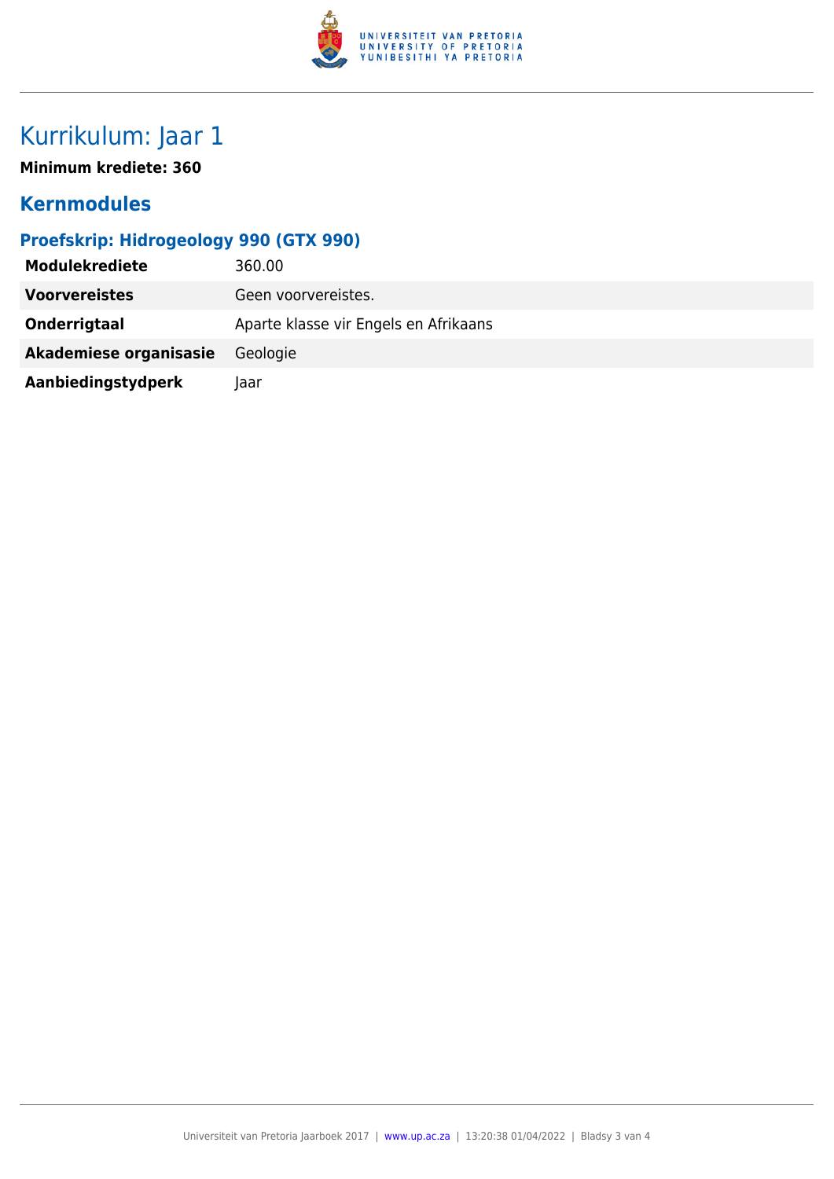# Kurrikulum: Jaar 1

**Minimum krediete: 360**

## Kernmodules

### Proefskrip: Hidrogeology 990 (GTX 990)

| | |
|---|---|
| **Modulekrediete** | 360.00 |
| **Voorvereistes** | Geen voorvereistes. |
| **Onderrigtaal** | Aparte klasse vir Engels en Afrikaans |
| **Akademiese organisasie** | Geologie |
| **Aanbiedingstydperk** | Jaar |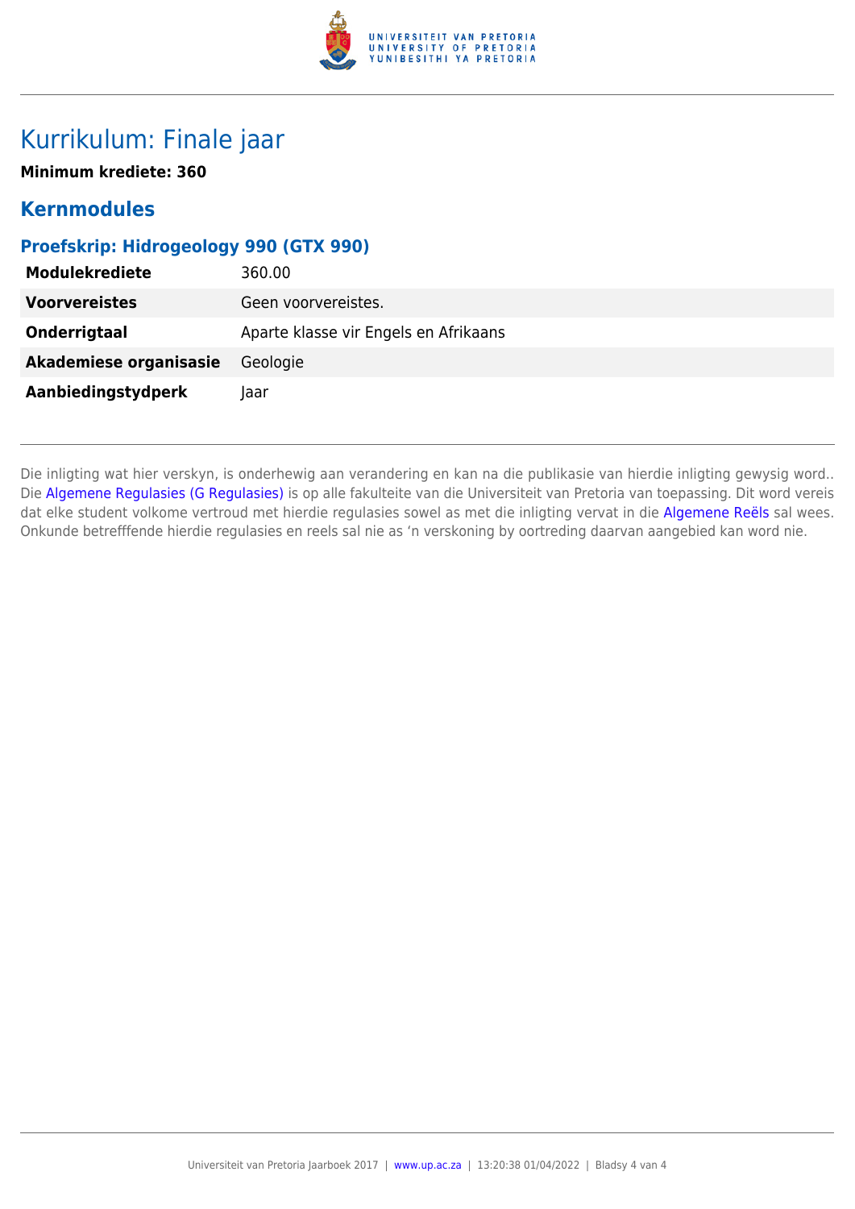# Kurrikulum: Finale jaar

**Minimum krediete: 360**

## Kernmodules

### Proefskrip: Hidrogeology 990 (GTX 990)

| | |
|---|---|
| **Modulekrediete** | 360.00 |
| **Voorvereistes** | Geen voorvereistes. |
| **Onderrigtaal** | Aparte klasse vir Engels en Afrikaans |
| **Akademiese organisasie** | Geologie |
| **Aanbiedingstydperk** | Jaar |

Die inligting wat hier verskyn, is onderhewig aan verandering en kan na die publikasie van hierdie inligting gewysig word.. Die Algemene Regulasies (G Regulasies) is op alle fakulteite van die Universiteit van Pretoria van toepassing. Dit word vereis dat elke student volkome vertroud met hierdie regulasies sowel as met die inligting vervat in die Algemene Reëls sal wees. Onkunde betrefffende hierdie regulasies en reels sal nie as 'n verskoning by oortreding daarvan aangebied kan word nie.